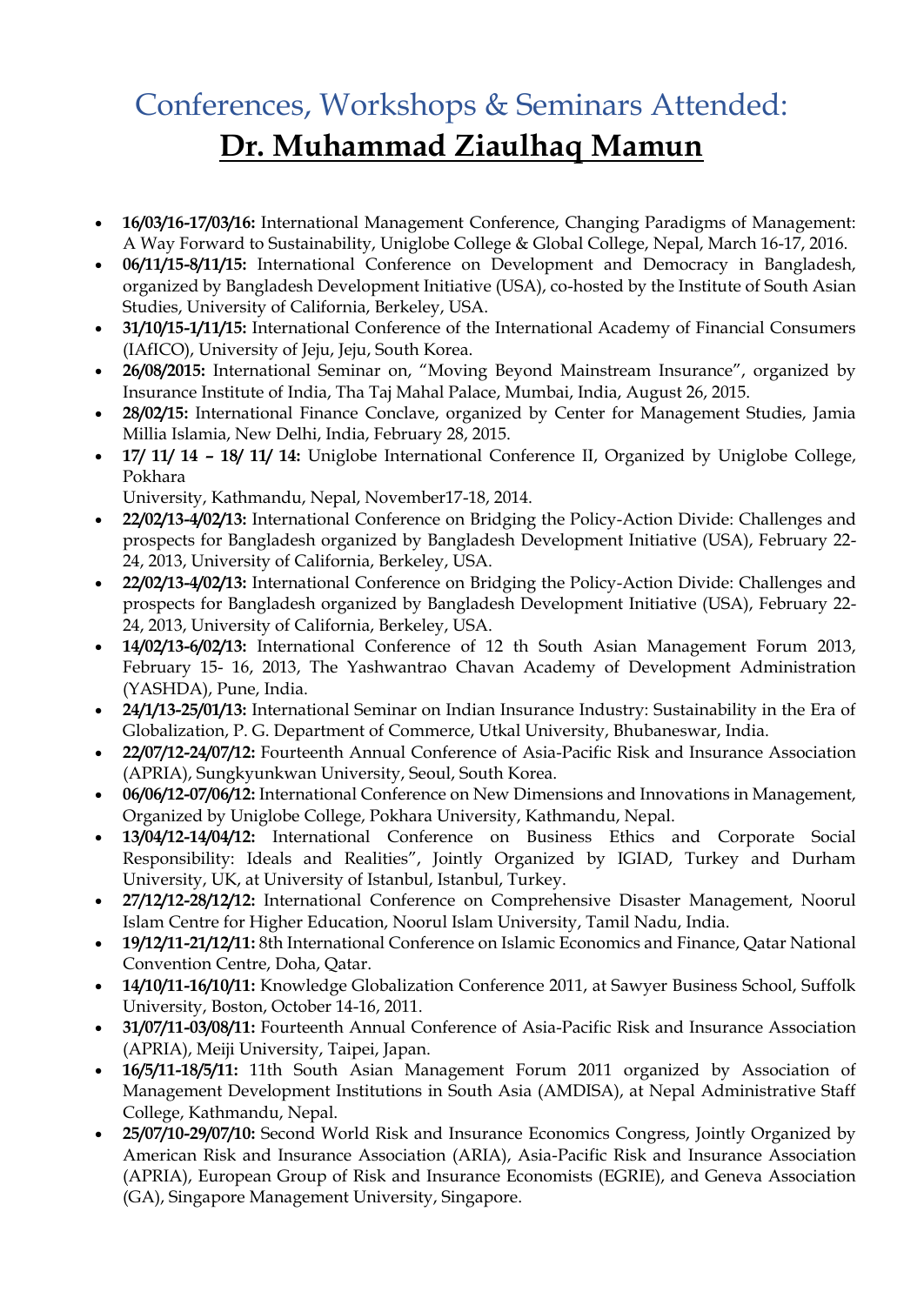# Conferences, Workshops & Seminars Attended:

## Dr. Muhammad Ziaulhaq Mamun

- **16/03/16-17/03/16:** International Management Conference, Changing Paradigms of Management: A Way Forward to Sustainability, Uniglobe College & Global College, Nepal, March 16-17, 2016.
- **06/11/15-8/11/15:** International Conference on Development and Democracy in Bangladesh, organized by Bangladesh Development Initiative (USA), co-hosted by the Institute of South Asian Studies, University of California, Berkeley, USA.
- **31/10/15-1/11/15:** International Conference of the International Academy of Financial Consumers (IAfICO), University of Jeju, Jeju, South Korea.
- **26/08/2015:** International Seminar on, "Moving Beyond Mainstream Insurance", organized by Insurance Institute of India, Tha Taj Mahal Palace, Mumbai, India, August 26, 2015.
- **28/02/15:** International Finance Conclave, organized by Center for Management Studies, Jamia Millia Islamia, New Delhi, India, February 28, 2015.
- **17/ 11/ 14 – 18/ 11/ 14:** Uniglobe International Conference II, Organized by Uniglobe College, Pokhara
  University, Kathmandu, Nepal, November17-18, 2014.
- **22/02/13-4/02/13:** International Conference on Bridging the Policy-Action Divide: Challenges and prospects for Bangladesh organized by Bangladesh Development Initiative (USA), February 22-24, 2013, University of California, Berkeley, USA.
- **22/02/13-4/02/13:** International Conference on Bridging the Policy-Action Divide: Challenges and prospects for Bangladesh organized by Bangladesh Development Initiative (USA), February 22-24, 2013, University of California, Berkeley, USA.
- **14/02/13-6/02/13:** International Conference of 12 th South Asian Management Forum 2013, February 15- 16, 2013, The Yashwantrao Chavan Academy of Development Administration (YASHDA), Pune, India.
- **24/1/13-25/01/13:** International Seminar on Indian Insurance Industry: Sustainability in the Era of Globalization, P. G. Department of Commerce, Utkal University, Bhubaneswar, India.
- **22/07/12-24/07/12:** Fourteenth Annual Conference of Asia-Pacific Risk and Insurance Association (APRIA), Sungkyunkwan University, Seoul, South Korea.
- **06/06/12-07/06/12:** International Conference on New Dimensions and Innovations in Management, Organized by Uniglobe College, Pokhara University, Kathmandu, Nepal.
- **13/04/12-14/04/12:** International Conference on Business Ethics and Corporate Social Responsibility: Ideals and Realities", Jointly Organized by IGIAD, Turkey and Durham University, UK, at University of Istanbul, Istanbul, Turkey.
- **27/12/12-28/12/12:** International Conference on Comprehensive Disaster Management, Noorul Islam Centre for Higher Education, Noorul Islam University, Tamil Nadu, India.
- **19/12/11-21/12/11:** 8th International Conference on Islamic Economics and Finance, Qatar National Convention Centre, Doha, Qatar.
- **14/10/11-16/10/11:** Knowledge Globalization Conference 2011, at Sawyer Business School, Suffolk University, Boston, October 14-16, 2011.
- **31/07/11-03/08/11:** Fourteenth Annual Conference of Asia-Pacific Risk and Insurance Association (APRIA), Meiji University, Taipei, Japan.
- **16/5/11-18/5/11:** 11th South Asian Management Forum 2011 organized by Association of Management Development Institutions in South Asia (AMDISA), at Nepal Administrative Staff College, Kathmandu, Nepal.
- **25/07/10-29/07/10:** Second World Risk and Insurance Economics Congress, Jointly Organized by American Risk and Insurance Association (ARIA), Asia-Pacific Risk and Insurance Association (APRIA), European Group of Risk and Insurance Economists (EGRIE), and Geneva Association (GA), Singapore Management University, Singapore.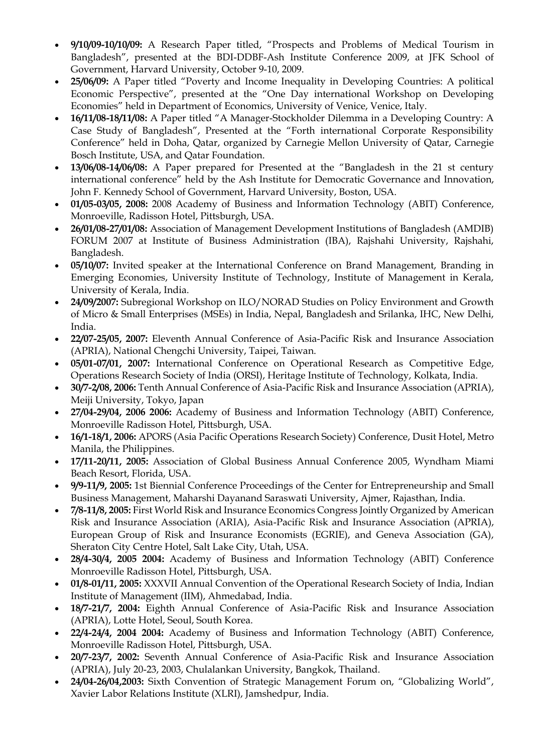- **9/10/09-10/10/09:** A Research Paper titled, "Prospects and Problems of Medical Tourism in Bangladesh", presented at the BDI-DDBF-Ash Institute Conference 2009, at JFK School of Government, Harvard University, October 9-10, 2009.
- **25/06/09:** A Paper titled "Poverty and Income Inequality in Developing Countries: A political Economic Perspective", presented at the "One Day international Workshop on Developing Economies" held in Department of Economics, University of Venice, Venice, Italy.
- **16/11/08-18/11/08:** A Paper titled "A Manager-Stockholder Dilemma in a Developing Country: A Case Study of Bangladesh", Presented at the "Forth international Corporate Responsibility Conference" held in Doha, Qatar, organized by Carnegie Mellon University of Qatar, Carnegie Bosch Institute, USA, and Qatar Foundation.
- **13/06/08-14/06/08:** A Paper prepared for Presented at the "Bangladesh in the 21 st century international conference" held by the Ash Institute for Democratic Governance and Innovation, John F. Kennedy School of Government, Harvard University, Boston, USA.
- **01/05-03/05, 2008:** 2008 Academy of Business and Information Technology (ABIT) Conference, Monroeville, Radisson Hotel, Pittsburgh, USA.
- **26/01/08-27/01/08:** Association of Management Development Institutions of Bangladesh (AMDIB) FORUM 2007 at Institute of Business Administration (IBA), Rajshahi University, Rajshahi, Bangladesh.
- **05/10/07:** Invited speaker at the International Conference on Brand Management, Branding in Emerging Economies, University Institute of Technology, Institute of Management in Kerala, University of Kerala, India.
- **24/09/2007:** Subregional Workshop on ILO/NORAD Studies on Policy Environment and Growth of Micro & Small Enterprises (MSEs) in India, Nepal, Bangladesh and Srilanka, IHC, New Delhi, India.
- **22/07-25/05, 2007:** Eleventh Annual Conference of Asia-Pacific Risk and Insurance Association (APRIA), National Chengchi University, Taipei, Taiwan.
- **05/01-07/01, 2007:** International Conference on Operational Research as Competitive Edge, Operations Research Society of India (ORSI), Heritage Institute of Technology, Kolkata, India.
- **30/7-2/08, 2006:** Tenth Annual Conference of Asia-Pacific Risk and Insurance Association (APRIA), Meiji University, Tokyo, Japan
- **27/04-29/04, 2006 2006:** Academy of Business and Information Technology (ABIT) Conference, Monroeville Radisson Hotel, Pittsburgh, USA.
- **16/1-18/1, 2006:** APORS (Asia Pacific Operations Research Society) Conference, Dusit Hotel, Metro Manila, the Philippines.
- **17/11-20/11, 2005:** Association of Global Business Annual Conference 2005, Wyndham Miami Beach Resort, Florida, USA.
- **9/9-11/9, 2005:** 1st Biennial Conference Proceedings of the Center for Entrepreneurship and Small Business Management, Maharshi Dayanand Saraswati University, Ajmer, Rajasthan, India.
- **7/8-11/8, 2005:** First World Risk and Insurance Economics Congress Jointly Organized by American Risk and Insurance Association (ARIA), Asia-Pacific Risk and Insurance Association (APRIA), European Group of Risk and Insurance Economists (EGRIE), and Geneva Association (GA), Sheraton City Centre Hotel, Salt Lake City, Utah, USA.
- **28/4-30/4, 2005 2004:** Academy of Business and Information Technology (ABIT) Conference Monroeville Radisson Hotel, Pittsburgh, USA.
- **01/8-01/11, 2005:** XXXVII Annual Convention of the Operational Research Society of India, Indian Institute of Management (IIM), Ahmedabad, India.
- **18/7-21/7, 2004:** Eighth Annual Conference of Asia-Pacific Risk and Insurance Association (APRIA), Lotte Hotel, Seoul, South Korea.
- **22/4-24/4, 2004 2004:** Academy of Business and Information Technology (ABIT) Conference, Monroeville Radisson Hotel, Pittsburgh, USA.
- **20/7-23/7, 2002:** Seventh Annual Conference of Asia-Pacific Risk and Insurance Association (APRIA), July 20-23, 2003, Chulalankan University, Bangkok, Thailand.
- **24/04-26/04,2003:** Sixth Convention of Strategic Management Forum on, "Globalizing World", Xavier Labor Relations Institute (XLRI), Jamshedpur, India.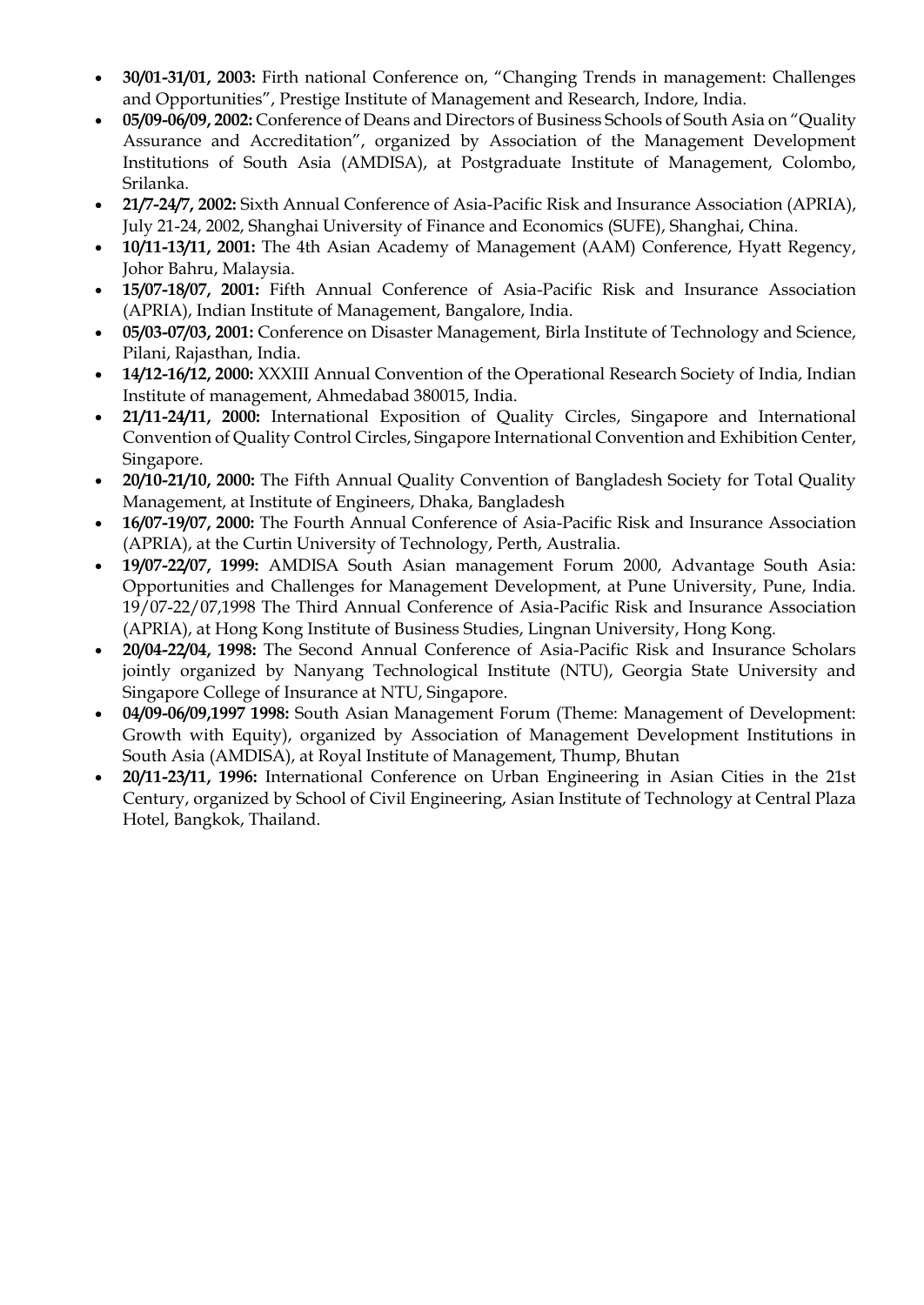- **30/01-31/01, 2003:** Firth national Conference on, "Changing Trends in management: Challenges and Opportunities", Prestige Institute of Management and Research, Indore, India.
- **05/09-06/09, 2002:** Conference of Deans and Directors of Business Schools of South Asia on "Quality Assurance and Accreditation", organized by Association of the Management Development Institutions of South Asia (AMDISA), at Postgraduate Institute of Management, Colombo, Srilanka.
- **21/7-24/7, 2002:** Sixth Annual Conference of Asia-Pacific Risk and Insurance Association (APRIA), July 21-24, 2002, Shanghai University of Finance and Economics (SUFE), Shanghai, China.
- **10/11-13/11, 2001:** The 4th Asian Academy of Management (AAM) Conference, Hyatt Regency, Johor Bahru, Malaysia.
- **15/07-18/07, 2001:** Fifth Annual Conference of Asia-Pacific Risk and Insurance Association (APRIA), Indian Institute of Management, Bangalore, India.
- **05/03-07/03, 2001:** Conference on Disaster Management, Birla Institute of Technology and Science, Pilani, Rajasthan, India.
- **14/12-16/12, 2000:** XXXIII Annual Convention of the Operational Research Society of India, Indian Institute of management, Ahmedabad 380015, India.
- **21/11-24/11, 2000:** International Exposition of Quality Circles, Singapore and International Convention of Quality Control Circles, Singapore International Convention and Exhibition Center, Singapore.
- **20/10-21/10, 2000:** The Fifth Annual Quality Convention of Bangladesh Society for Total Quality Management, at Institute of Engineers, Dhaka, Bangladesh
- **16/07-19/07, 2000:** The Fourth Annual Conference of Asia-Pacific Risk and Insurance Association (APRIA), at the Curtin University of Technology, Perth, Australia.
- **19/07-22/07, 1999:** AMDISA South Asian management Forum 2000, Advantage South Asia: Opportunities and Challenges for Management Development, at Pune University, Pune, India. 19/07-22/07,1998 The Third Annual Conference of Asia-Pacific Risk and Insurance Association (APRIA), at Hong Kong Institute of Business Studies, Lingnan University, Hong Kong.
- **20/04-22/04, 1998:** The Second Annual Conference of Asia-Pacific Risk and Insurance Scholars jointly organized by Nanyang Technological Institute (NTU), Georgia State University and Singapore College of Insurance at NTU, Singapore.
- **04/09-06/09,1997 1998:** South Asian Management Forum (Theme: Management of Development: Growth with Equity), organized by Association of Management Development Institutions in South Asia (AMDISA), at Royal Institute of Management, Thump, Bhutan
- **20/11-23/11, 1996:** International Conference on Urban Engineering in Asian Cities in the 21st Century, organized by School of Civil Engineering, Asian Institute of Technology at Central Plaza Hotel, Bangkok, Thailand.